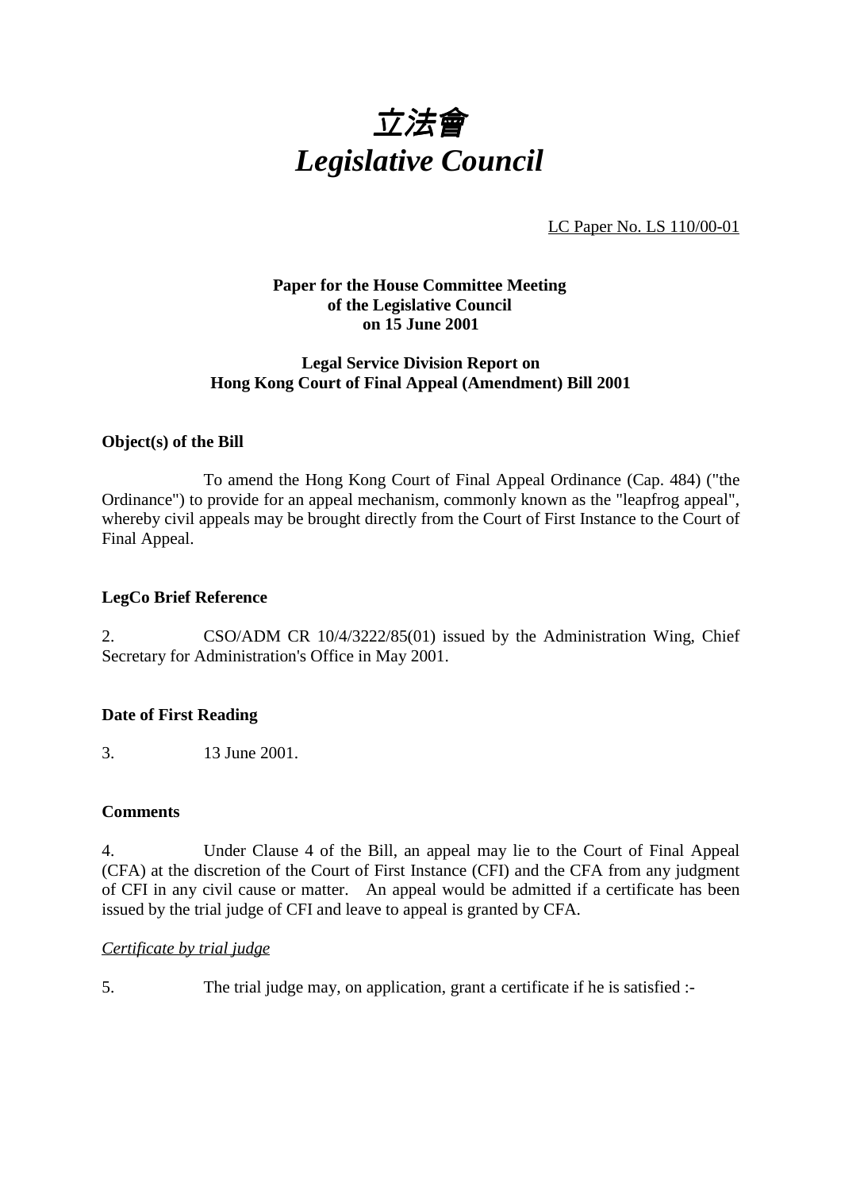# 立法會
# *Legislative Council*

LC Paper No. LS 110/00-01

**Paper for the House Committee Meeting of the Legislative Council on 15 June 2001**

**Legal Service Division Report on Hong Kong Court of Final Appeal (Amendment) Bill 2001**

**Object(s) of the Bill**

To amend the Hong Kong Court of Final Appeal Ordinance (Cap. 484) ("the Ordinance") to provide for an appeal mechanism, commonly known as the "leapfrog appeal", whereby civil appeals may be brought directly from the Court of First Instance to the Court of Final Appeal.

**LegCo Brief Reference**

2. CSO/ADM CR 10/4/3222/85(01) issued by the Administration Wing, Chief Secretary for Administration's Office in May 2001.

**Date of First Reading**

3. 13 June 2001.

**Comments**

4. Under Clause 4 of the Bill, an appeal may lie to the Court of Final Appeal (CFA) at the discretion of the Court of First Instance (CFI) and the CFA from any judgment of CFI in any civil cause or matter. An appeal would be admitted if a certificate has been issued by the trial judge of CFI and leave to appeal is granted by CFA.

*Certificate by trial judge*

5. The trial judge may, on application, grant a certificate if he is satisfied :-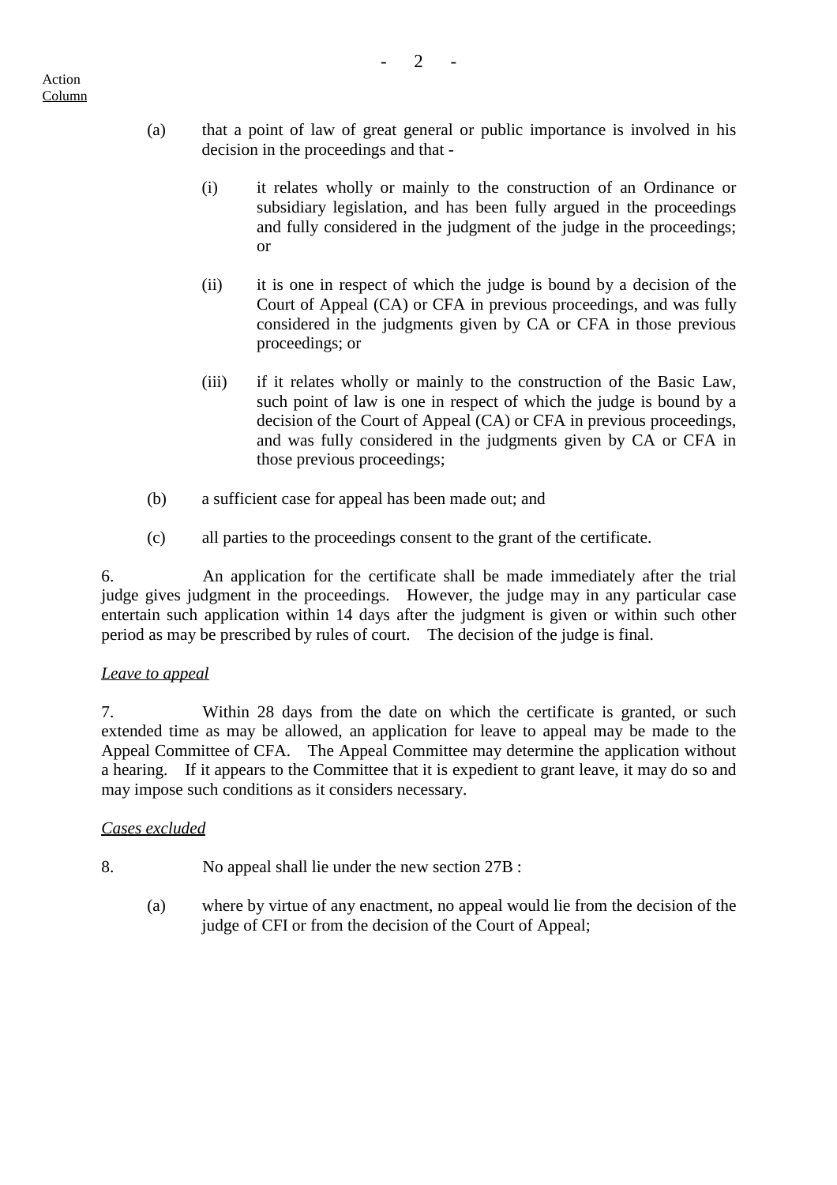(a) that a point of law of great general or public importance is involved in his decision in the proceedings and that -

   (i) it relates wholly or mainly to the construction of an Ordinance or subsidiary legislation, and has been fully argued in the proceedings and fully considered in the judgment of the judge in the proceedings; or

   (ii) it is one in respect of which the judge is bound by a decision of the Court of Appeal (CA) or CFA in previous proceedings, and was fully considered in the judgments given by CA or CFA in those previous proceedings; or

   (iii) if it relates wholly or mainly to the construction of the Basic Law, such point of law is one in respect of which the judge is bound by a decision of the Court of Appeal (CA) or CFA in previous proceedings, and was fully considered in the judgments given by CA or CFA in those previous proceedings;

(b) a sufficient case for appeal has been made out; and

(c) all parties to the proceedings consent to the grant of the certificate.

6. An application for the certificate shall be made immediately after the trial judge gives judgment in the proceedings. However, the judge may in any particular case entertain such application within 14 days after the judgment is given or within such other period as may be prescribed by rules of court. The decision of the judge is final.

*Leave to appeal*

7. Within 28 days from the date on which the certificate is granted, or such extended time as may be allowed, an application for leave to appeal may be made to the Appeal Committee of CFA. The Appeal Committee may determine the application without a hearing. If it appears to the Committee that it is expedient to grant leave, it may do so and may impose such conditions as it considers necessary.

*Cases excluded*

8. No appeal shall lie under the new section 27B :

(a) where by virtue of any enactment, no appeal would lie from the decision of the judge of CFI or from the decision of the Court of Appeal;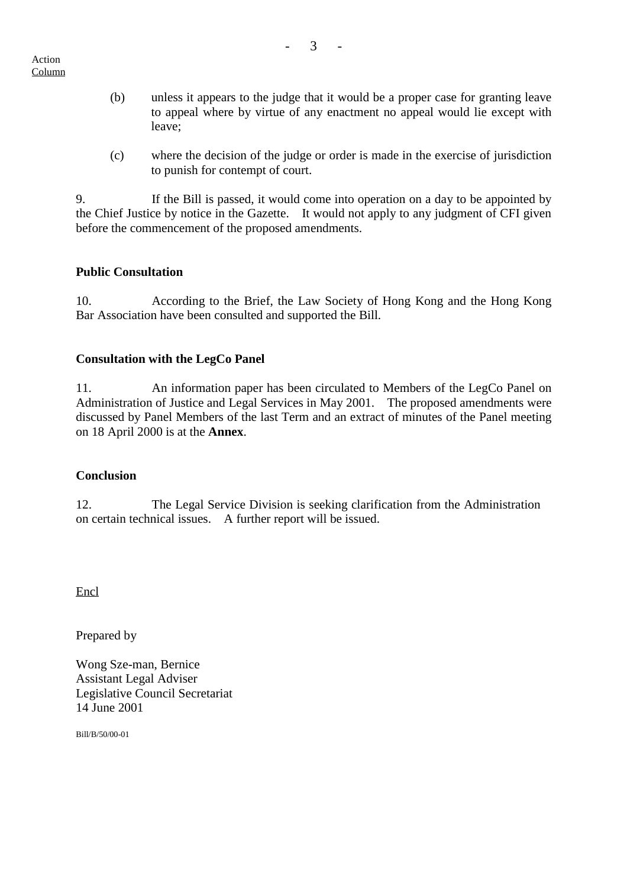Action
Column

(b) unless it appears to the judge that it would be a proper case for granting leave to appeal where by virtue of any enactment no appeal would lie except with leave;

(c) where the decision of the judge or order is made in the exercise of jurisdiction to punish for contempt of court.

9. If the Bill is passed, it would come into operation on a day to be appointed by the Chief Justice by notice in the Gazette. It would not apply to any judgment of CFI given before the commencement of the proposed amendments.

**Public Consultation**

10. According to the Brief, the Law Society of Hong Kong and the Hong Kong Bar Association have been consulted and supported the Bill.

**Consultation with the LegCo Panel**

11. An information paper has been circulated to Members of the LegCo Panel on Administration of Justice and Legal Services in May 2001. The proposed amendments were discussed by Panel Members of the last Term and an extract of minutes of the Panel meeting on 18 April 2000 is at the **Annex**.

**Conclusion**

12. The Legal Service Division is seeking clarification from the Administration on certain technical issues. A further report will be issued.

Encl

Prepared by

Wong Sze-man, Bernice
Assistant Legal Adviser
Legislative Council Secretariat
14 June 2001

Bill/B/50/00-01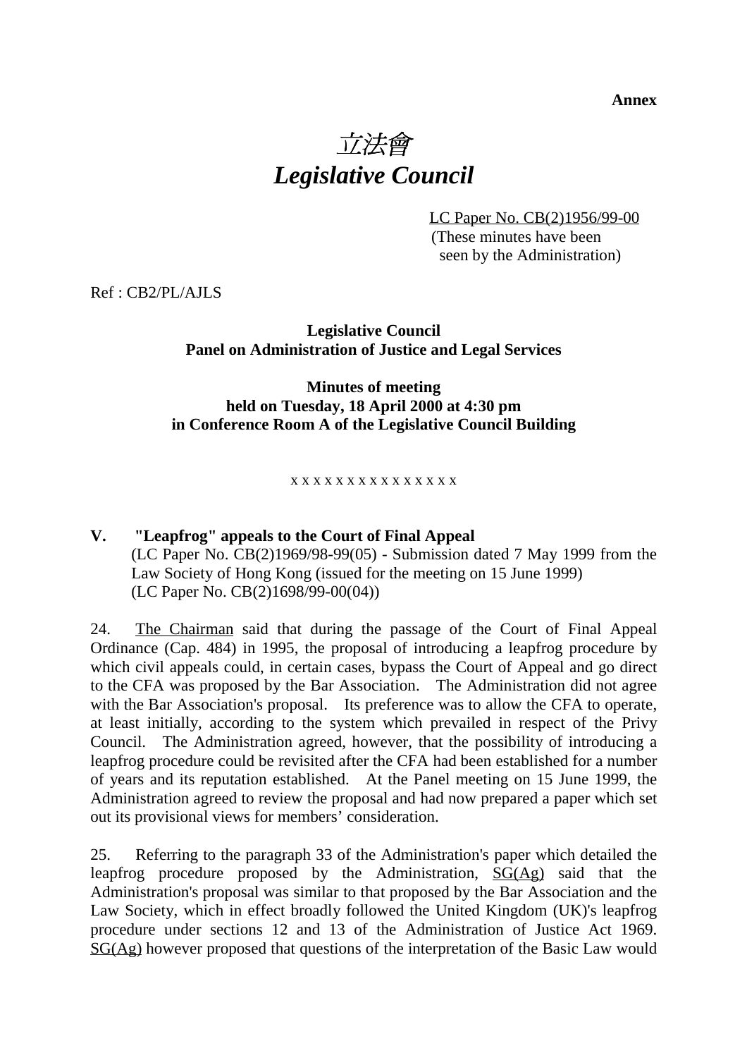**Annex**

# *立法會*
# *Legislative Council*

LC Paper No. CB(2)1956/99-00
(These minutes have been seen by the Administration)

Ref : CB2/PL/AJLS

**Legislative Council**
**Panel on Administration of Justice and Legal Services**

**Minutes of meeting**
**held on Tuesday, 18 April 2000 at 4:30 pm**
**in Conference Room A of the Legislative Council Building**

x x x x x x x x x x x x x x x

**V. "Leapfrog" appeals to the Court of Final Appeal**
(LC Paper No. CB(2)1969/98-99(05) - Submission dated 7 May 1999 from the Law Society of Hong Kong (issued for the meeting on 15 June 1999)
(LC Paper No. CB(2)1698/99-00(04))

24. The Chairman said that during the passage of the Court of Final Appeal Ordinance (Cap. 484) in 1995, the proposal of introducing a leapfrog procedure by which civil appeals could, in certain cases, bypass the Court of Appeal and go direct to the CFA was proposed by the Bar Association. The Administration did not agree with the Bar Association's proposal. Its preference was to allow the CFA to operate, at least initially, according to the system which prevailed in respect of the Privy Council. The Administration agreed, however, that the possibility of introducing a leapfrog procedure could be revisited after the CFA had been established for a number of years and its reputation established. At the Panel meeting on 15 June 1999, the Administration agreed to review the proposal and had now prepared a paper which set out its provisional views for members' consideration.

25. Referring to the paragraph 33 of the Administration's paper which detailed the leapfrog procedure proposed by the Administration, SG(Ag) said that the Administration's proposal was similar to that proposed by the Bar Association and the Law Society, which in effect broadly followed the United Kingdom (UK)'s leapfrog procedure under sections 12 and 13 of the Administration of Justice Act 1969. SG(Ag) however proposed that questions of the interpretation of the Basic Law would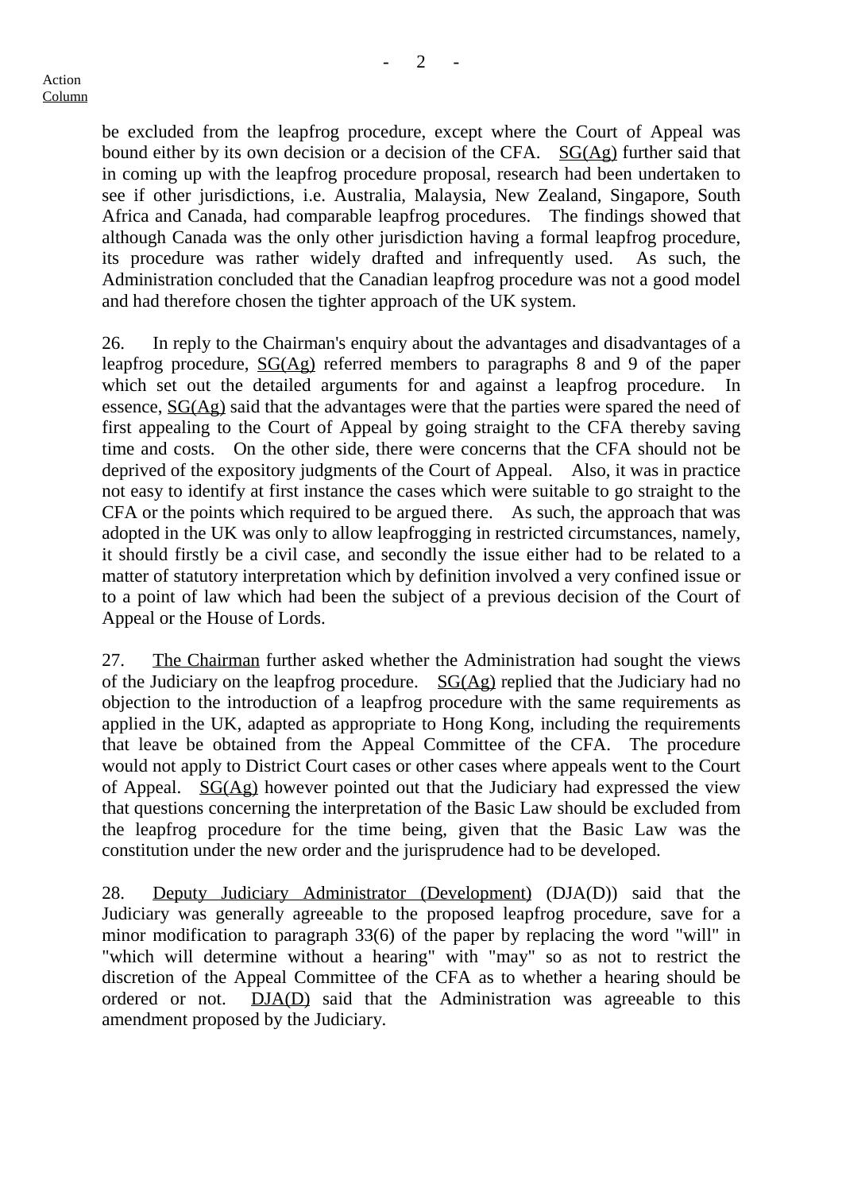be excluded from the leapfrog procedure, except where the Court of Appeal was bound either by its own decision or a decision of the CFA. SG(Ag) further said that in coming up with the leapfrog procedure proposal, research had been undertaken to see if other jurisdictions, i.e. Australia, Malaysia, New Zealand, Singapore, South Africa and Canada, had comparable leapfrog procedures. The findings showed that although Canada was the only other jurisdiction having a formal leapfrog procedure, its procedure was rather widely drafted and infrequently used. As such, the Administration concluded that the Canadian leapfrog procedure was not a good model and had therefore chosen the tighter approach of the UK system.

26. In reply to the Chairman's enquiry about the advantages and disadvantages of a leapfrog procedure, SG(Ag) referred members to paragraphs 8 and 9 of the paper which set out the detailed arguments for and against a leapfrog procedure. In essence, SG(Ag) said that the advantages were that the parties were spared the need of first appealing to the Court of Appeal by going straight to the CFA thereby saving time and costs. On the other side, there were concerns that the CFA should not be deprived of the expository judgments of the Court of Appeal. Also, it was in practice not easy to identify at first instance the cases which were suitable to go straight to the CFA or the points which required to be argued there. As such, the approach that was adopted in the UK was only to allow leapfrogging in restricted circumstances, namely, it should firstly be a civil case, and secondly the issue either had to be related to a matter of statutory interpretation which by definition involved a very confined issue or to a point of law which had been the subject of a previous decision of the Court of Appeal or the House of Lords.

27. The Chairman further asked whether the Administration had sought the views of the Judiciary on the leapfrog procedure. SG(Ag) replied that the Judiciary had no objection to the introduction of a leapfrog procedure with the same requirements as applied in the UK, adapted as appropriate to Hong Kong, including the requirements that leave be obtained from the Appeal Committee of the CFA. The procedure would not apply to District Court cases or other cases where appeals went to the Court of Appeal. SG(Ag) however pointed out that the Judiciary had expressed the view that questions concerning the interpretation of the Basic Law should be excluded from the leapfrog procedure for the time being, given that the Basic Law was the constitution under the new order and the jurisprudence had to be developed.

28. Deputy Judiciary Administrator (Development) (DJA(D)) said that the Judiciary was generally agreeable to the proposed leapfrog procedure, save for a minor modification to paragraph 33(6) of the paper by replacing the word "will" in "which will determine without a hearing" with "may" so as not to restrict the discretion of the Appeal Committee of the CFA as to whether a hearing should be ordered or not. DJA(D) said that the Administration was agreeable to this amendment proposed by the Judiciary.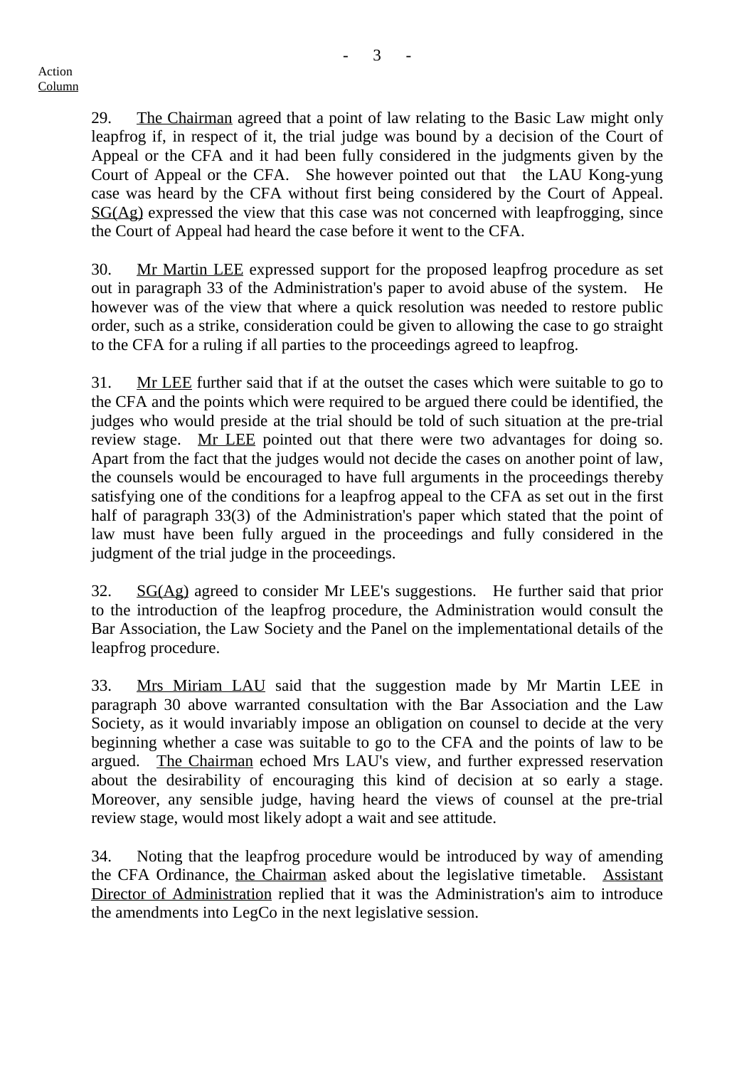Action Column

29. The Chairman agreed that a point of law relating to the Basic Law might only leapfrog if, in respect of it, the trial judge was bound by a decision of the Court of Appeal or the CFA and it had been fully considered in the judgments given by the Court of Appeal or the CFA. She however pointed out that the LAU Kong-yung case was heard by the CFA without first being considered by the Court of Appeal. SG(Ag) expressed the view that this case was not concerned with leapfrogging, since the Court of Appeal had heard the case before it went to the CFA.

30. Mr Martin LEE expressed support for the proposed leapfrog procedure as set out in paragraph 33 of the Administration's paper to avoid abuse of the system. He however was of the view that where a quick resolution was needed to restore public order, such as a strike, consideration could be given to allowing the case to go straight to the CFA for a ruling if all parties to the proceedings agreed to leapfrog.

31. Mr LEE further said that if at the outset the cases which were suitable to go to the CFA and the points which were required to be argued there could be identified, the judges who would preside at the trial should be told of such situation at the pre-trial review stage. Mr LEE pointed out that there were two advantages for doing so. Apart from the fact that the judges would not decide the cases on another point of law, the counsels would be encouraged to have full arguments in the proceedings thereby satisfying one of the conditions for a leapfrog appeal to the CFA as set out in the first half of paragraph 33(3) of the Administration's paper which stated that the point of law must have been fully argued in the proceedings and fully considered in the judgment of the trial judge in the proceedings.

32. SG(Ag) agreed to consider Mr LEE's suggestions. He further said that prior to the introduction of the leapfrog procedure, the Administration would consult the Bar Association, the Law Society and the Panel on the implementational details of the leapfrog procedure.

33. Mrs Miriam LAU said that the suggestion made by Mr Martin LEE in paragraph 30 above warranted consultation with the Bar Association and the Law Society, as it would invariably impose an obligation on counsel to decide at the very beginning whether a case was suitable to go to the CFA and the points of law to be argued. The Chairman echoed Mrs LAU's view, and further expressed reservation about the desirability of encouraging this kind of decision at so early a stage. Moreover, any sensible judge, having heard the views of counsel at the pre-trial review stage, would most likely adopt a wait and see attitude.

34. Noting that the leapfrog procedure would be introduced by way of amending the CFA Ordinance, the Chairman asked about the legislative timetable. Assistant Director of Administration replied that it was the Administration's aim to introduce the amendments into LegCo in the next legislative session.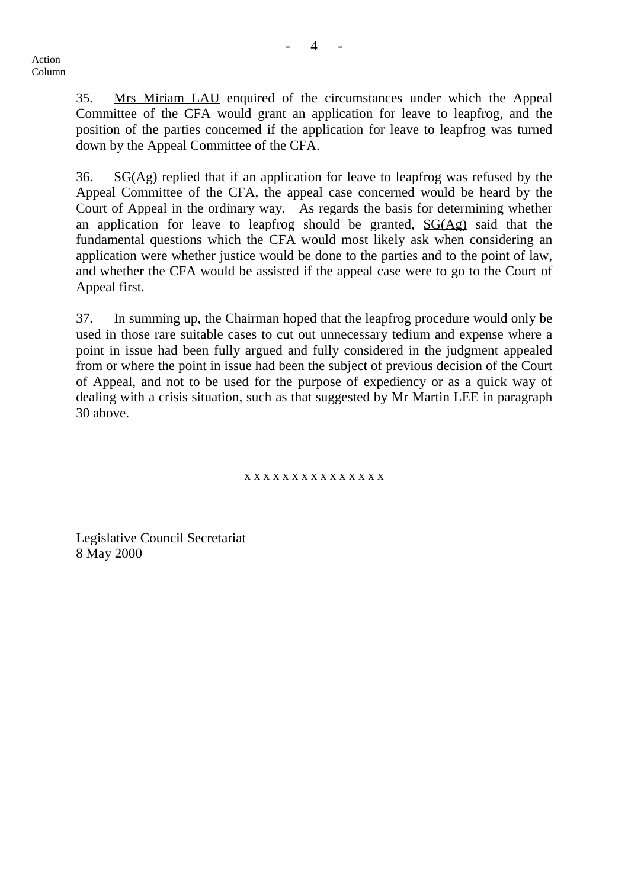Action
Column

35. Mrs Miriam LAU enquired of the circumstances under which the Appeal Committee of the CFA would grant an application for leave to leapfrog, and the position of the parties concerned if the application for leave to leapfrog was turned down by the Appeal Committee of the CFA.

36. SG(Ag) replied that if an application for leave to leapfrog was refused by the Appeal Committee of the CFA, the appeal case concerned would be heard by the Court of Appeal in the ordinary way. As regards the basis for determining whether an application for leave to leapfrog should be granted, SG(Ag) said that the fundamental questions which the CFA would most likely ask when considering an application were whether justice would be done to the parties and to the point of law, and whether the CFA would be assisted if the appeal case were to go to the Court of Appeal first.

37. In summing up, the Chairman hoped that the leapfrog procedure would only be used in those rare suitable cases to cut out unnecessary tedium and expense where a point in issue had been fully argued and fully considered in the judgment appealed from or where the point in issue had been the subject of previous decision of the Court of Appeal, and not to be used for the purpose of expediency or as a quick way of dealing with a crisis situation, such as that suggested by Mr Martin LEE in paragraph 30 above.

x x x x x x x x x x x x x x x

Legislative Council Secretariat
8 May 2000